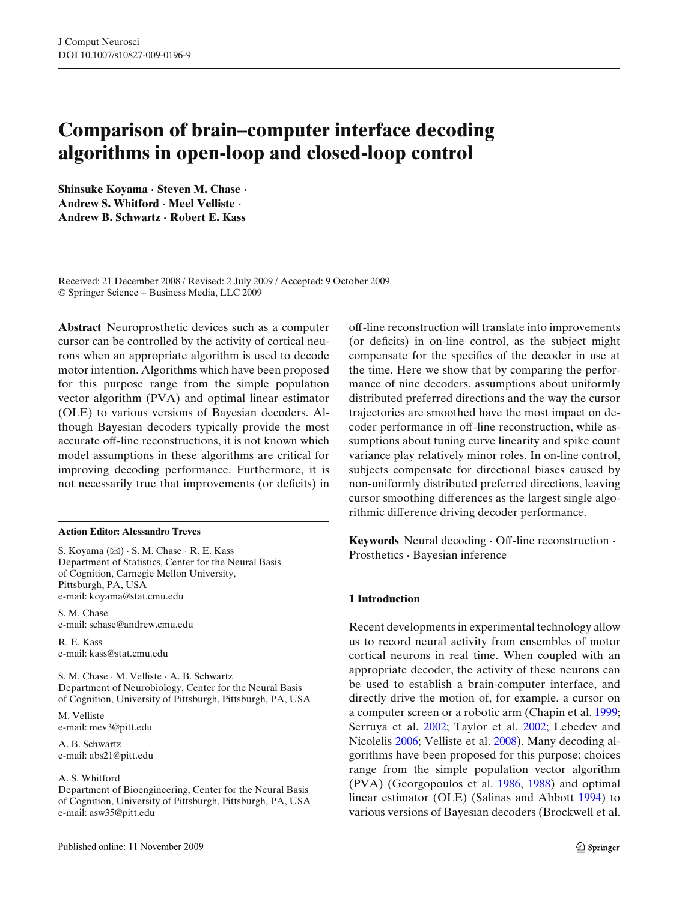# Comparison of brain–computer interface decoding algorithms in open-loop and closed-loop control

**Shinsuke Koyama · Steven M. Chase · Andrew S. Whitford · Meel Velliste · Andrew B. Schwartz · Robert E. Kass**

Received: 21 December 2008 / Revised: 2 July 2009 / Accepted: 9 October 2009
© Springer Science + Business Media, LLC 2009

**Abstract** Neuroprosthetic devices such as a computer cursor can be controlled by the activity of cortical neurons when an appropriate algorithm is used to decode motor intention. Algorithms which have been proposed for this purpose range from the simple population vector algorithm (PVA) and optimal linear estimator (OLE) to various versions of Bayesian decoders. Although Bayesian decoders typically provide the most accurate off-line reconstructions, it is not known which model assumptions in these algorithms are critical for improving decoding performance. Furthermore, it is not necessarily true that improvements (or deficits) in off-line reconstruction will translate into improvements (or deficits) in on-line control, as the subject might compensate for the specifics of the decoder in use at the time. Here we show that by comparing the performance of nine decoders, assumptions about uniformly distributed preferred directions and the way the cursor trajectories are smoothed have the most impact on decoder performance in off-line reconstruction, while assumptions about tuning curve linearity and spike count variance play relatively minor roles. In on-line control, subjects compensate for directional biases caused by non-uniformly distributed preferred directions, leaving cursor smoothing differences as the largest single algorithmic difference driving decoder performance.

**Keywords** Neural decoding · Off-line reconstruction · Prosthetics · Bayesian inference

**Action Editor: Alessandro Treves**

S. Koyama (✉) · S. M. Chase · R. E. Kass
Department of Statistics, Center for the Neural Basis of Cognition, Carnegie Mellon University, Pittsburgh, PA, USA
e-mail: koyama@stat.cmu.edu

S. M. Chase
e-mail: schase@andrew.cmu.edu

R. E. Kass
e-mail: kass@stat.cmu.edu

S. M. Chase · M. Velliste · A. B. Schwartz
Department of Neurobiology, Center for the Neural Basis of Cognition, University of Pittsburgh, Pittsburgh, PA, USA

M. Velliste
e-mail: mev3@pitt.edu

A. B. Schwartz
e-mail: abs21@pitt.edu

A. S. Whitford
Department of Bioengineering, Center for the Neural Basis of Cognition, University of Pittsburgh, Pittsburgh, PA, USA
e-mail: asw35@pitt.edu

## 1 Introduction

Recent developments in experimental technology allow us to record neural activity from ensembles of motor cortical neurons in real time. When coupled with an appropriate decoder, the activity of these neurons can be used to establish a brain-computer interface, and directly drive the motion of, for example, a cursor on a computer screen or a robotic arm (Chapin et al. 1999; Serruya et al. 2002; Taylor et al. 2002; Lebedev and Nicolelis 2006; Velliste et al. 2008). Many decoding algorithms have been proposed for this purpose; choices range from the simple population vector algorithm (PVA) (Georgopoulos et al. 1986, 1988) and optimal linear estimator (OLE) (Salinas and Abbott 1994) to various versions of Bayesian decoders (Brockwell et al.

Published online: 11 November 2009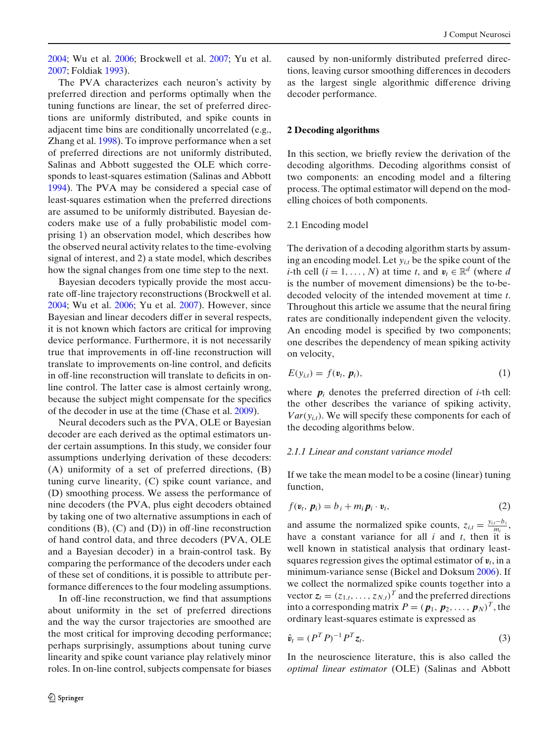2004; Wu et al. 2006; Brockwell et al. 2007; Yu et al. 2007; Foldiak 1993).

The PVA characterizes each neuron's activity by preferred direction and performs optimally when the tuning functions are linear, the set of preferred directions are uniformly distributed, and spike counts in adjacent time bins are conditionally uncorrelated (e.g., Zhang et al. 1998). To improve performance when a set of preferred directions are not uniformly distributed, Salinas and Abbott suggested the OLE which corresponds to least-squares estimation (Salinas and Abbott 1994). The PVA may be considered a special case of least-squares estimation when the preferred directions are assumed to be uniformly distributed. Bayesian decoders make use of a fully probabilistic model comprising 1) an observation model, which describes how the observed neural activity relates to the time-evolving signal of interest, and 2) a state model, which describes how the signal changes from one time step to the next.

Bayesian decoders typically provide the most accurate off-line trajectory reconstructions (Brockwell et al. 2004; Wu et al. 2006; Yu et al. 2007). However, since Bayesian and linear decoders differ in several respects, it is not known which factors are critical for improving device performance. Furthermore, it is not necessarily true that improvements in off-line reconstruction will translate to improvements on-line control, and deficits in off-line reconstruction will translate to deficits in on-line control. The latter case is almost certainly wrong, because the subject might compensate for the specifics of the decoder in use at the time (Chase et al. 2009).

Neural decoders such as the PVA, OLE or Bayesian decoder are each derived as the optimal estimators under certain assumptions. In this study, we consider four assumptions underlying derivation of these decoders: (A) uniformity of a set of preferred directions, (B) tuning curve linearity, (C) spike count variance, and (D) smoothing process. We assess the performance of nine decoders (the PVA, plus eight decoders obtained by taking one of two alternative assumptions in each of conditions (B), (C) and (D)) in off-line reconstruction of hand control data, and three decoders (PVA, OLE and a Bayesian decoder) in a brain-control task. By comparing the performance of the decoders under each of these set of conditions, it is possible to attribute performance differences to the four modeling assumptions.

In off-line reconstruction, we find that assumptions about uniformity in the set of preferred directions and the way the cursor trajectories are smoothed are the most critical for improving decoding performance; perhaps surprisingly, assumptions about tuning curve linearity and spike count variance play relatively minor roles. In on-line control, subjects compensate for biases caused by non-uniformly distributed preferred directions, leaving cursor smoothing differences in decoders as the largest single algorithmic difference driving decoder performance.

## 2 Decoding algorithms

In this section, we briefly review the derivation of the decoding algorithms. Decoding algorithms consist of two components: an encoding model and a filtering process. The optimal estimator will depend on the modelling choices of both components.

### 2.1 Encoding model

The derivation of a decoding algorithm starts by assuming an encoding model. Let $y_{i,t}$ be the spike count of the $i$-th cell ($i = 1, \ldots, N$) at time $t$, and $\boldsymbol{v}_t \in \mathbb{R}^d$ (where $d$ is the number of movement dimensions) be the to-be-decoded velocity of the intended movement at time $t$. Throughout this article we assume that the neural firing rates are conditionally independent given the velocity. An encoding model is specified by two components; one describes the dependency of mean spiking activity on velocity,

$$E(y_{i,t}) = f(\boldsymbol{v}_t, \boldsymbol{p}_i), \tag{1}$$

where $\boldsymbol{p}_i$ denotes the preferred direction of $i$-th cell: the other describes the variance of spiking activity, $Var(y_{i,t})$. We will specify these components for each of the decoding algorithms below.

#### 2.1.1 Linear and constant variance model

If we take the mean model to be a cosine (linear) tuning function,

$$f(\boldsymbol{v}_t, \boldsymbol{p}_i) = b_i + m_i \boldsymbol{p}_i \cdot \boldsymbol{v}_t, \tag{2}$$

and assume the normalized spike counts, $z_{i,t} = \frac{y_{i,t} - b_i}{m_i}$, have a constant variance for all $i$ and $t$, then it is well known in statistical analysis that ordinary least-squares regression gives the optimal estimator of $\boldsymbol{v}_t$, in a minimum-variance sense (Bickel and Doksum 2006). If we collect the normalized spike counts together into a vector $\boldsymbol{z}_t = (z_{1,t}, \ldots, z_{N,t})^T$ and the preferred directions into a corresponding matrix $P = (\boldsymbol{p}_1, \boldsymbol{p}_2, \ldots, \boldsymbol{p}_N)^T$, the ordinary least-squares estimate is expressed as

$$\hat{\boldsymbol{v}}_t = (P^T P)^{-1} P^T \boldsymbol{z}_t. \tag{3}$$

In the neuroscience literature, this is also called the *optimal linear estimator* (OLE) (Salinas and Abbott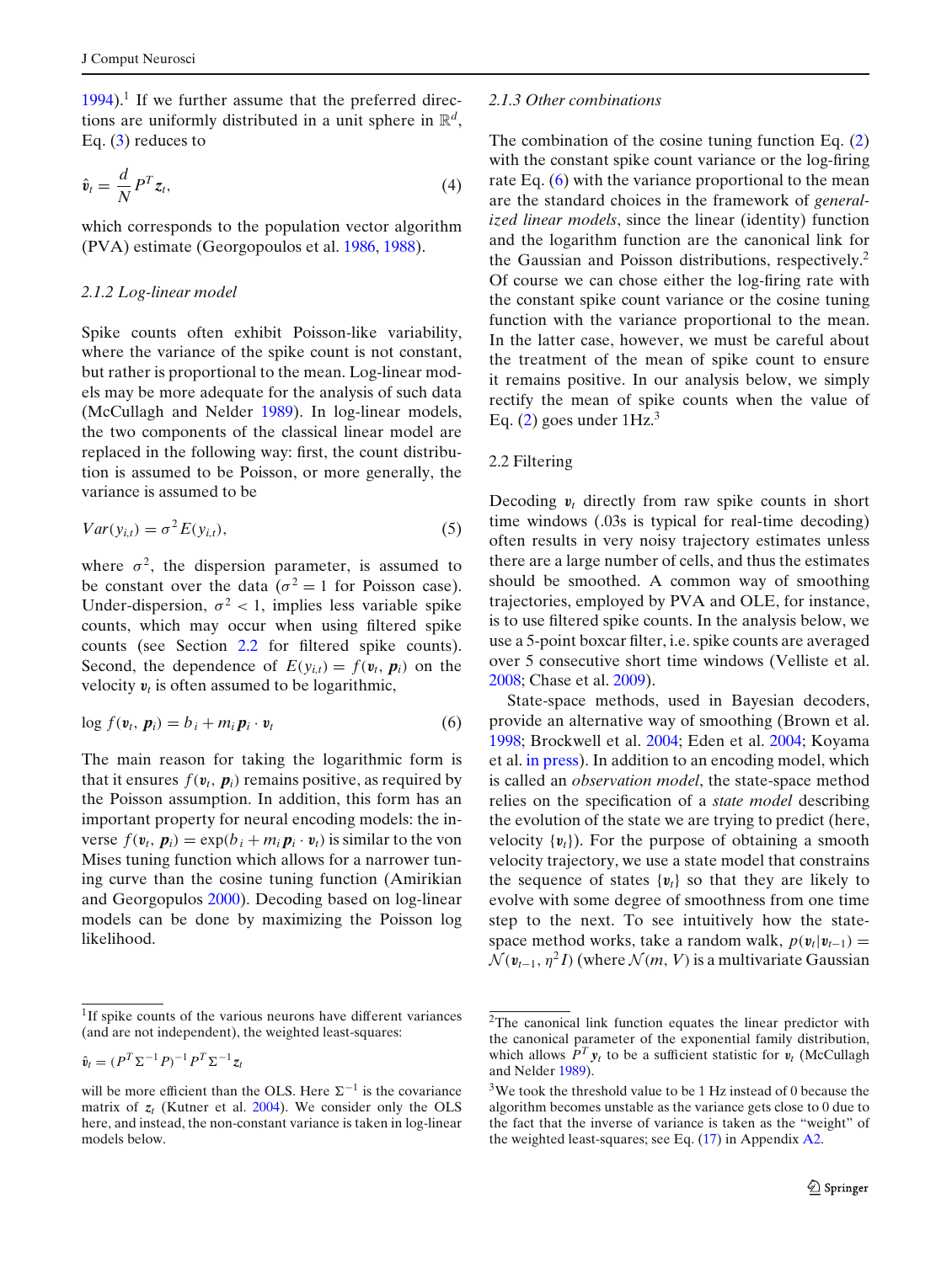1994).[1] If we further assume that the preferred directions are uniformly distributed in a unit sphere in $\mathbb{R}^d$, Eq. (3) reduces to

$$\hat{\boldsymbol{v}}_t = \frac{d}{N} P^T \boldsymbol{z}_t, \tag{4}$$

which corresponds to the population vector algorithm (PVA) estimate (Georgopoulos et al. 1986, 1988).

### 2.1.2 Log-linear model

Spike counts often exhibit Poisson-like variability, where the variance of the spike count is not constant, but rather is proportional to the mean. Log-linear models may be more adequate for the analysis of such data (McCullagh and Nelder 1989). In log-linear models, the two components of the classical linear model are replaced in the following way: first, the count distribution is assumed to be Poisson, or more generally, the variance is assumed to be

$$Var(y_{i,t}) = \sigma^2 E(y_{i,t}), \tag{5}$$

where $\sigma^2$, the dispersion parameter, is assumed to be constant over the data ($\sigma^2 = 1$ for Poisson case). Under-dispersion, $\sigma^2 < 1$, implies less variable spike counts, which may occur when using filtered spike counts (see Section 2.2 for filtered spike counts). Second, the dependence of $E(y_{i,t}) = f(\boldsymbol{v}_t, \boldsymbol{p}_i)$ on the velocity $\boldsymbol{v}_t$ is often assumed to be logarithmic,

$$\log f(\boldsymbol{v}_t, \boldsymbol{p}_i) = b_i + m_i \boldsymbol{p}_i \cdot \boldsymbol{v}_t \tag{6}$$

The main reason for taking the logarithmic form is that it ensures $f(\boldsymbol{v}_t, \boldsymbol{p}_i)$ remains positive, as required by the Poisson assumption. In addition, this form has an important property for neural encoding models: the inverse $f(\boldsymbol{v}_t, \boldsymbol{p}_i) = \exp(b_i + m_i \boldsymbol{p}_i \cdot \boldsymbol{v}_t)$ is similar to the von Mises tuning function which allows for a narrower tuning curve than the cosine tuning function (Amirikian and Georgopulos 2000). Decoding based on log-linear models can be done by maximizing the Poisson log likelihood.

### 2.1.3 Other combinations

The combination of the cosine tuning function Eq. (2) with the constant spike count variance or the log-firing rate Eq. (6) with the variance proportional to the mean are the standard choices in the framework of *generalized linear models*, since the linear (identity) function and the logarithm function are the canonical link for the Gaussian and Poisson distributions, respectively.[2] Of course we can chose either the log-firing rate with the constant spike count variance or the cosine tuning function with the variance proportional to the mean. In the latter case, however, we must be careful about the treatment of the mean of spike count to ensure it remains positive. In our analysis below, we simply rectify the mean of spike counts when the value of Eq. (2) goes under 1Hz.[3]

## 2.2 Filtering

Decoding $\boldsymbol{v}_t$ directly from raw spike counts in short time windows (.03s is typical for real-time decoding) often results in very noisy trajectory estimates unless there are a large number of cells, and thus the estimates should be smoothed. A common way of smoothing trajectories, employed by PVA and OLE, for instance, is to use filtered spike counts. In the analysis below, we use a 5-point boxcar filter, i.e. spike counts are averaged over 5 consecutive short time windows (Velliste et al. 2008; Chase et al. 2009).

State-space methods, used in Bayesian decoders, provide an alternative way of smoothing (Brown et al. 1998; Brockwell et al. 2004; Eden et al. 2004; Koyama et al. in press). In addition to an encoding model, which is called an *observation model*, the state-space method relies on the specification of a *state model* describing the evolution of the state we are trying to predict (here, velocity $\{\boldsymbol{v}_t\}$). For the purpose of obtaining a smooth velocity trajectory, we use a state model that constrains the sequence of states $\{\boldsymbol{v}_t\}$ so that they are likely to evolve with some degree of smoothness from one time step to the next. To see intuitively how the state-space method works, take a random walk, $p(\boldsymbol{v}_t|\boldsymbol{v}_{t-1}) = \mathcal{N}(\boldsymbol{v}_{t-1}, \eta^2 I)$ (where $\mathcal{N}(m, V)$ is a multivariate Gaussian

---

[1] If spike counts of the various neurons have different variances (and are not independent), the weighted least-squares:

$$\hat{\boldsymbol{v}}_t = (P^T \Sigma^{-1} P)^{-1} P^T \Sigma^{-1} \boldsymbol{z}_t$$

will be more efficient than the OLS. Here $\Sigma^{-1}$ is the covariance matrix of $\boldsymbol{z}_t$ (Kutner et al. 2004). We consider only the OLS here, and instead, the non-constant variance is taken in log-linear models below.

[2] The canonical link function equates the linear predictor with the canonical parameter of the exponential family distribution, which allows $P^T \boldsymbol{y}_t$ to be a sufficient statistic for $\boldsymbol{v}_t$ (McCullagh and Nelder 1989).

[3] We took the threshold value to be 1 Hz instead of 0 because the algorithm becomes unstable as the variance gets close to 0 due to the fact that the inverse of variance is taken as the "weight" of the weighted least-squares; see Eq. (17) in Appendix A2.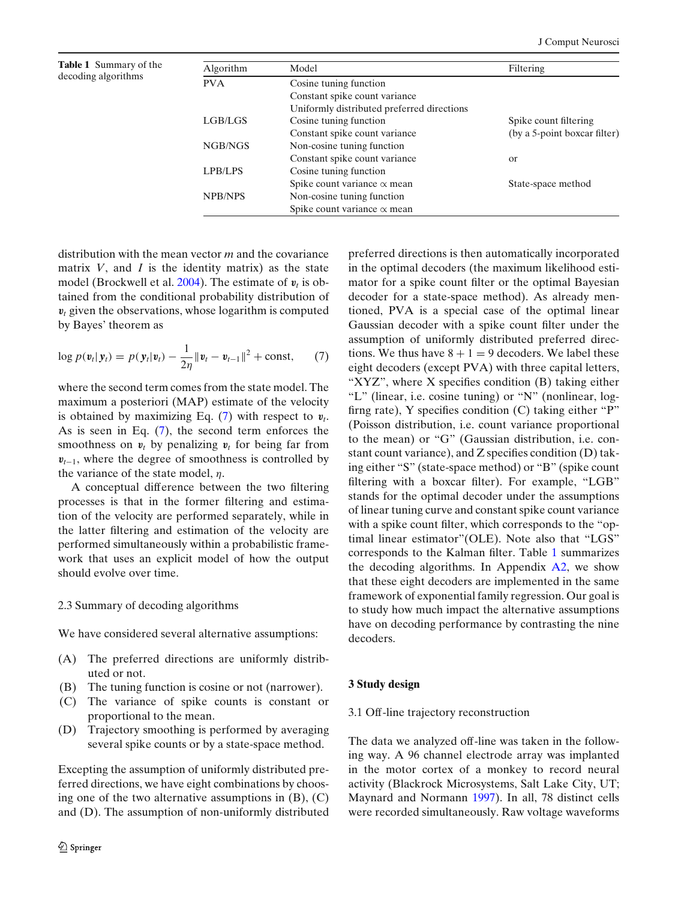**Table 1** Summary of the decoding algorithms

| Algorithm | Model | Filtering |
|---|---|---|
| PVA | Cosine tuning function | |
| | Constant spike count variance | |
| | Uniformly distributed preferred directions | |
| LGB/LGS | Cosine tuning function | Spike count filtering |
| | Constant spike count variance | (by a 5-point boxcar filter) |
| NGB/NGS | Non-cosine tuning function | |
| | Constant spike count variance | or |
| LPB/LPS | Cosine tuning function | |
| | Spike count variance ∝ mean | State-space method |
| NPB/NPS | Non-cosine tuning function | |
| | Spike count variance ∝ mean | |

distribution with the mean vector $m$ and the covariance matrix $V$, and $I$ is the identity matrix) as the state model (Brockwell et al. 2004). The estimate of $\boldsymbol{v}_t$ is obtained from the conditional probability distribution of $\boldsymbol{v}_t$ given the observations, whose logarithm is computed by Bayes' theorem as

$$\log p(\boldsymbol{v}_t|\boldsymbol{y}_t) = p(\boldsymbol{y}_t|\boldsymbol{v}_t) - \frac{1}{2\eta}\|\boldsymbol{v}_t - \boldsymbol{v}_{t-1}\|^2 + \text{const}, \tag{7}$$

where the second term comes from the state model. The maximum a posteriori (MAP) estimate of the velocity is obtained by maximizing Eq. (7) with respect to $\boldsymbol{v}_t$. As is seen in Eq. (7), the second term enforces the smoothness on $\boldsymbol{v}_t$ by penalizing $\boldsymbol{v}_t$ for being far from $\boldsymbol{v}_{t-1}$, where the degree of smoothness is controlled by the variance of the state model, $\eta$.

A conceptual difference between the two filtering processes is that in the former filtering and estimation of the velocity are performed separately, while in the latter filtering and estimation of the velocity are performed simultaneously within a probabilistic framework that uses an explicit model of how the output should evolve over time.

### 2.3 Summary of decoding algorithms

We have considered several alternative assumptions:

- (A) The preferred directions are uniformly distributed or not.
- (B) The tuning function is cosine or not (narrower).
- (C) The variance of spike counts is constant or proportional to the mean.
- (D) Trajectory smoothing is performed by averaging several spike counts or by a state-space method.

Excepting the assumption of uniformly distributed preferred directions, we have eight combinations by choosing one of the two alternative assumptions in (B), (C) and (D). The assumption of non-uniformly distributed preferred directions is then automatically incorporated in the optimal decoders (the maximum likelihood estimator for a spike count filter or the optimal Bayesian decoder for a state-space method). As already mentioned, PVA is a special case of the optimal linear Gaussian decoder with a spike count filter under the assumption of uniformly distributed preferred directions. We thus have $8 + 1 = 9$ decoders. We label these eight decoders (except PVA) with three capital letters, "XYZ", where X specifies condition (B) taking either "L" (linear, i.e. cosine tuning) or "N" (nonlinear, log-firng rate), Y specifies condition (C) taking either "P" (Poisson distribution, i.e. count variance proportional to the mean) or "G" (Gaussian distribution, i.e. constant count variance), and Z specifies condition (D) taking either "S" (state-space method) or "B" (spike count filtering with a boxcar filter). For example, "LGB" stands for the optimal decoder under the assumptions of linear tuning curve and constant spike count variance with a spike count filter, which corresponds to the "optimal linear estimator"(OLE). Note also that "LGS" corresponds to the Kalman filter. Table 1 summarizes the decoding algorithms. In Appendix A2, we show that these eight decoders are implemented in the same framework of exponential family regression. Our goal is to study how much impact the alternative assumptions have on decoding performance by contrasting the nine decoders.

## 3 Study design

### 3.1 Off-line trajectory reconstruction

The data we analyzed off-line was taken in the following way. A 96 channel electrode array was implanted in the motor cortex of a monkey to record neural activity (Blackrock Microsystems, Salt Lake City, UT; Maynard and Normann 1997). In all, 78 distinct cells were recorded simultaneously. Raw voltage waveforms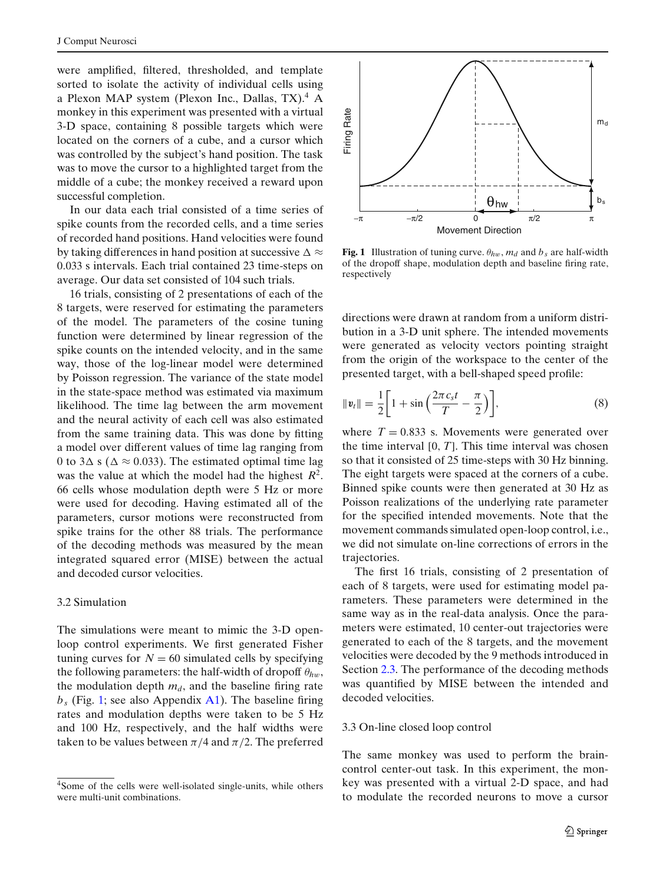were amplified, filtered, thresholded, and template sorted to isolate the activity of individual cells using a Plexon MAP system (Plexon Inc., Dallas, TX).[4] A monkey in this experiment was presented with a virtual 3-D space, containing 8 possible targets which were located on the corners of a cube, and a cursor which was controlled by the subject's hand position. The task was to move the cursor to a highlighted target from the middle of a cube; the monkey received a reward upon successful completion.

In our data each trial consisted of a time series of spike counts from the recorded cells, and a time series of recorded hand positions. Hand velocities were found by taking differences in hand position at successive $\Delta \approx 0.033$ s intervals. Each trial contained 23 time-steps on average. Our data set consisted of 104 such trials.

16 trials, consisting of 2 presentations of each of the 8 targets, were reserved for estimating the parameters of the model. The parameters of the cosine tuning function were determined by linear regression of the spike counts on the intended velocity, and in the same way, those of the log-linear model were determined by Poisson regression. The variance of the state model in the state-space method was estimated via maximum likelihood. The time lag between the arm movement and the neural activity of each cell was also estimated from the same training data. This was done by fitting a model over different values of time lag ranging from 0 to $3\Delta$ s ($\Delta \approx 0.033$). The estimated optimal time lag was the value at which the model had the highest $R^2$. 66 cells whose modulation depth were 5 Hz or more were used for decoding. Having estimated all of the parameters, cursor motions were reconstructed from spike trains for the other 88 trials. The performance of the decoding methods was measured by the mean integrated squared error (MISE) between the actual and decoded cursor velocities.

[4] Some of the cells were well-isolated single-units, while others were multi-unit combinations.

### 3.2 Simulation

The simulations were meant to mimic the 3-D open-loop control experiments. We first generated Fisher tuning curves for $N = 60$ simulated cells by specifying the following parameters: the half-width of dropoff $\theta_{hw}$, the modulation depth $m_d$, and the baseline firing rate $b_s$ (Fig. 1; see also Appendix A1). The baseline firing rates and modulation depths were taken to be 5 Hz and 100 Hz, respectively, and the half widths were taken to be values between $\pi/4$ and $\pi/2$. The preferred directions were drawn at random from a uniform distribution in a 3-D unit sphere. The intended movements were generated as velocity vectors pointing straight from the origin of the workspace to the center of the presented target, with a bell-shaped speed profile:

**Fig. 1** Illustration of tuning curve. $\theta_{hw}$, $m_d$ and $b_s$ are half-width of the dropoff shape, modulation depth and baseline firing rate, respectively

$$\|\boldsymbol{v}_t\| = \frac{1}{2}\left[1 + \sin\left(\frac{2\pi c_s t}{T} - \frac{\pi}{2}\right)\right], \tag{8}$$

where $T = 0.833$ s. Movements were generated over the time interval $[0, T]$. This time interval was chosen so that it consisted of 25 time-steps with 30 Hz binning. The eight targets were spaced at the corners of a cube. Binned spike counts were then generated at 30 Hz as Poisson realizations of the underlying rate parameter for the specified intended movements. Note that the movement commands simulated open-loop control, i.e., we did not simulate on-line corrections of errors in the trajectories.

The first 16 trials, consisting of 2 presentation of each of 8 targets, were used for estimating model parameters. These parameters were determined in the same way as in the real-data analysis. Once the parameters were estimated, 10 center-out trajectories were generated to each of the 8 targets, and the movement velocities were decoded by the 9 methods introduced in Section 2.3. The performance of the decoding methods was quantified by MISE between the intended and decoded velocities.

### 3.3 On-line closed loop control

The same monkey was used to perform the brain-control center-out task. In this experiment, the monkey was presented with a virtual 2-D space, and had to modulate the recorded neurons to move a cursor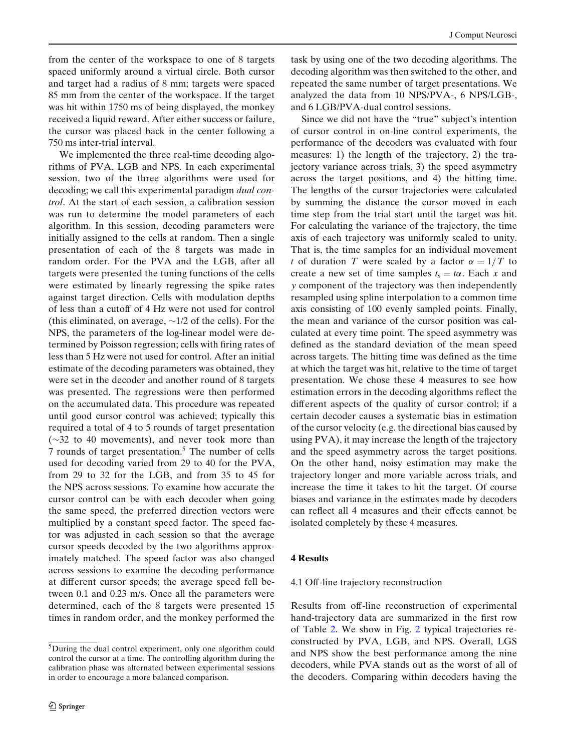from the center of the workspace to one of 8 targets spaced uniformly around a virtual circle. Both cursor and target had a radius of 8 mm; targets were spaced 85 mm from the center of the workspace. If the target was hit within 1750 ms of being displayed, the monkey received a liquid reward. After either success or failure, the cursor was placed back in the center following a 750 ms inter-trial interval.

We implemented the three real-time decoding algorithms of PVA, LGB and NPS. In each experimental session, two of the three algorithms were used for decoding; we call this experimental paradigm *dual control*. At the start of each session, a calibration session was run to determine the model parameters of each algorithm. In this session, decoding parameters were initially assigned to the cells at random. Then a single presentation of each of the 8 targets was made in random order. For the PVA and the LGB, after all targets were presented the tuning functions of the cells were estimated by linearly regressing the spike rates against target direction. Cells with modulation depths of less than a cutoff of 4 Hz were not used for control (this eliminated, on average, ~1/2 of the cells). For the NPS, the parameters of the log-linear model were determined by Poisson regression; cells with firing rates of less than 5 Hz were not used for control. After an initial estimate of the decoding parameters was obtained, they were set in the decoder and another round of 8 targets was presented. The regressions were then performed on the accumulated data. This procedure was repeated until good cursor control was achieved; typically this required a total of 4 to 5 rounds of target presentation (~32 to 40 movements), and never took more than 7 rounds of target presentation.[5] The number of cells used for decoding varied from 29 to 40 for the PVA, from 29 to 32 for the LGB, and from 35 to 45 for the NPS across sessions. To examine how accurate the cursor control can be with each decoder when going the same speed, the preferred direction vectors were multiplied by a constant speed factor. The speed factor was adjusted in each session so that the average cursor speeds decoded by the two algorithms approximately matched. The speed factor was also changed across sessions to examine the decoding performance at different cursor speeds; the average speed fell between 0.1 and 0.23 m/s. Once all the parameters were determined, each of the 8 targets were presented 15 times in random order, and the monkey performed the task by using one of the two decoding algorithms. The decoding algorithm was then switched to the other, and repeated the same number of target presentations. We analyzed the data from 10 NPS/PVA-, 6 NPS/LGB-, and 6 LGB/PVA-dual control sessions.

Since we did not have the "true" subject's intention of cursor control in on-line control experiments, the performance of the decoders was evaluated with four measures: 1) the length of the trajectory, 2) the trajectory variance across trials, 3) the speed asymmetry across the target positions, and 4) the hitting time. The lengths of the cursor trajectories were calculated by summing the distance the cursor moved in each time step from the trial start until the target was hit. For calculating the variance of the trajectory, the time axis of each trajectory was uniformly scaled to unity. That is, the time samples for an individual movement $t$ of duration $T$ were scaled by a factor $\alpha = 1/T$ to create a new set of time samples $t_s = t\alpha$. Each $x$ and $y$ component of the trajectory was then independently resampled using spline interpolation to a common time axis consisting of 100 evenly sampled points. Finally, the mean and variance of the cursor position was calculated at every time point. The speed asymmetry was defined as the standard deviation of the mean speed across targets. The hitting time was defined as the time at which the target was hit, relative to the time of target presentation. We chose these 4 measures to see how estimation errors in the decoding algorithms reflect the different aspects of the quality of cursor control; if a certain decoder causes a systematic bias in estimation of the cursor velocity (e.g. the directional bias caused by using PVA), it may increase the length of the trajectory and the speed asymmetry across the target positions. On the other hand, noisy estimation may make the trajectory longer and more variable across trials, and increase the time it takes to hit the target. Of course biases and variance in the estimates made by decoders can reflect all 4 measures and their effects cannot be isolated completely by these 4 measures.

## 4 Results

### 4.1 Off-line trajectory reconstruction

Results from off-line reconstruction of experimental hand-trajectory data are summarized in the first row of Table 2. We show in Fig. 2 typical trajectories reconstructed by PVA, LGB, and NPS. Overall, LGS and NPS show the best performance among the nine decoders, while PVA stands out as the worst of all of the decoders. Comparing within decoders having the

[5] During the dual control experiment, only one algorithm could control the cursor at a time. The controlling algorithm during the calibration phase was alternated between experimental sessions in order to encourage a more balanced comparison.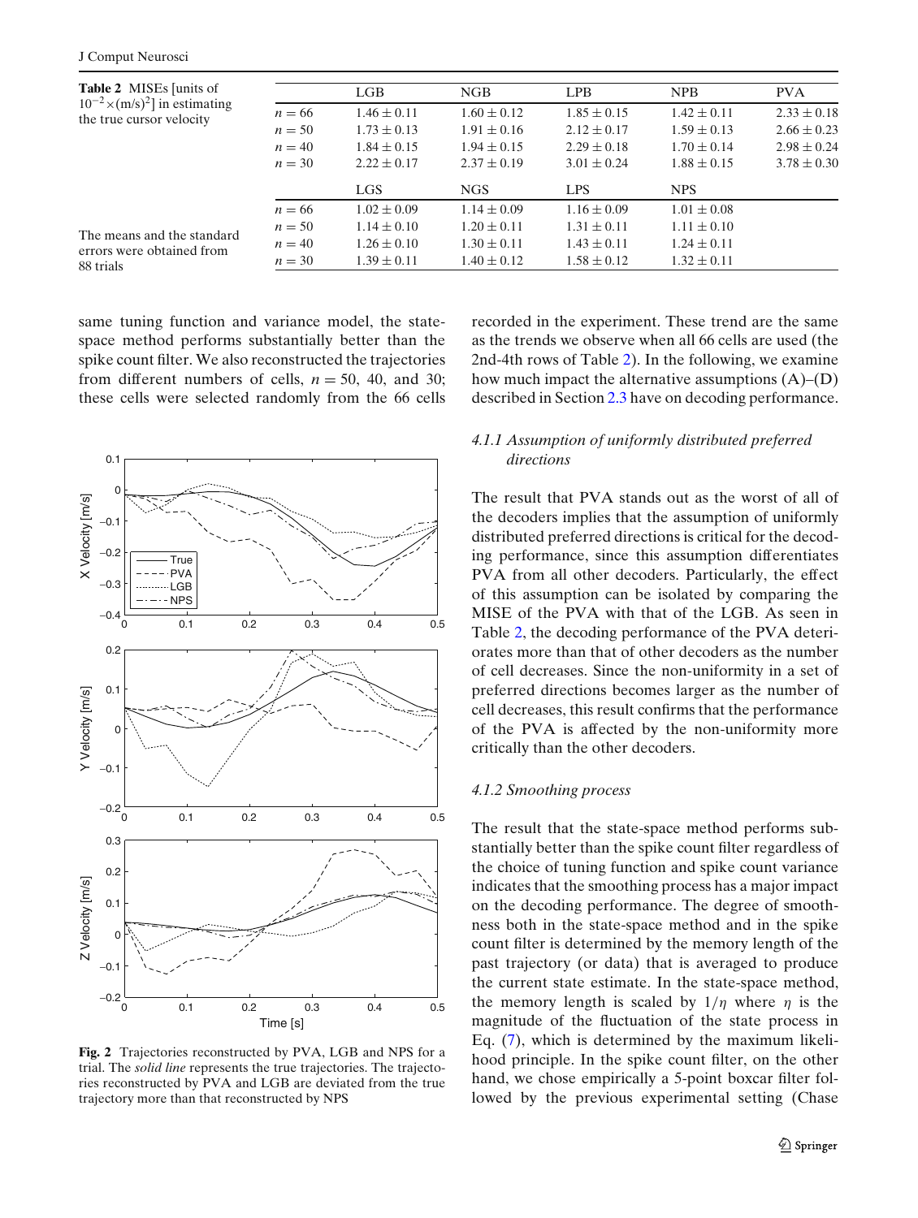**Table 2** MISEs [units of $10^{-2}\times(\text{m/s})^2$] in estimating the true cursor velocity

|  | LGB | NGB | LPB | NPB | PVA |
|---|---|---|---|---|---|
| $n = 66$ | $1.46 \pm 0.11$ | $1.60 \pm 0.12$ | $1.85 \pm 0.15$ | $1.42 \pm 0.11$ | $2.33 \pm 0.18$ |
| $n = 50$ | $1.73 \pm 0.13$ | $1.91 \pm 0.16$ | $2.12 \pm 0.17$ | $1.59 \pm 0.13$ | $2.66 \pm 0.23$ |
| $n = 40$ | $1.84 \pm 0.15$ | $1.94 \pm 0.15$ | $2.29 \pm 0.18$ | $1.70 \pm 0.14$ | $2.98 \pm 0.24$ |
| $n = 30$ | $2.22 \pm 0.17$ | $2.37 \pm 0.19$ | $3.01 \pm 0.24$ | $1.88 \pm 0.15$ | $3.78 \pm 0.30$ |
|  | LGS | NGS | LPS | NPS |  |
| $n = 66$ | $1.02 \pm 0.09$ | $1.14 \pm 0.09$ | $1.16 \pm 0.09$ | $1.01 \pm 0.08$ |  |
| $n = 50$ | $1.14 \pm 0.10$ | $1.20 \pm 0.11$ | $1.31 \pm 0.11$ | $1.11 \pm 0.10$ |  |
| $n = 40$ | $1.26 \pm 0.10$ | $1.30 \pm 0.11$ | $1.43 \pm 0.11$ | $1.24 \pm 0.11$ |  |
| $n = 30$ | $1.39 \pm 0.11$ | $1.40 \pm 0.12$ | $1.58 \pm 0.12$ | $1.32 \pm 0.11$ |  |

The means and the standard errors were obtained from 88 trials

same tuning function and variance model, the state-space method performs substantially better than the spike count filter. We also reconstructed the trajectories from different numbers of cells, $n = 50$, 40, and 30; these cells were selected randomly from the 66 cells recorded in the experiment. These trend are the same as the trends we observe when all 66 cells are used (the 2nd-4th rows of Table 2). In the following, we examine how much impact the alternative assumptions (A)–(D) described in Section 2.3 have on decoding performance.

**Fig. 2** Trajectories reconstructed by PVA, LGB and NPS for a trial. The *solid line* represents the true trajectories. The trajectories reconstructed by PVA and LGB are deviated from the true trajectory more than that reconstructed by NPS

#### *4.1.1 Assumption of uniformly distributed preferred directions*

The result that PVA stands out as the worst of all of the decoders implies that the assumption of uniformly distributed preferred directions is critical for the decoding performance, since this assumption differentiates PVA from all other decoders. Particularly, the effect of this assumption can be isolated by comparing the MISE of the PVA with that of the LGB. As seen in Table 2, the decoding performance of the PVA deteriorates more than that of other decoders as the number of cell decreases. Since the non-uniformity in a set of preferred directions becomes larger as the number of cell decreases, this result confirms that the performance of the PVA is affected by the non-uniformity more critically than the other decoders.

#### *4.1.2 Smoothing process*

The result that the state-space method performs substantially better than the spike count filter regardless of the choice of tuning function and spike count variance indicates that the smoothing process has a major impact on the decoding performance. The degree of smoothness both in the state-space method and in the spike count filter is determined by the memory length of the past trajectory (or data) that is averaged to produce the current state estimate. In the state-space method, the memory length is scaled by $1/\eta$ where $\eta$ is the magnitude of the fluctuation of the state process in Eq. (7), which is determined by the maximum likelihood principle. In the spike count filter, on the other hand, we chose empirically a 5-point boxcar filter followed by the previous experimental setting (Chase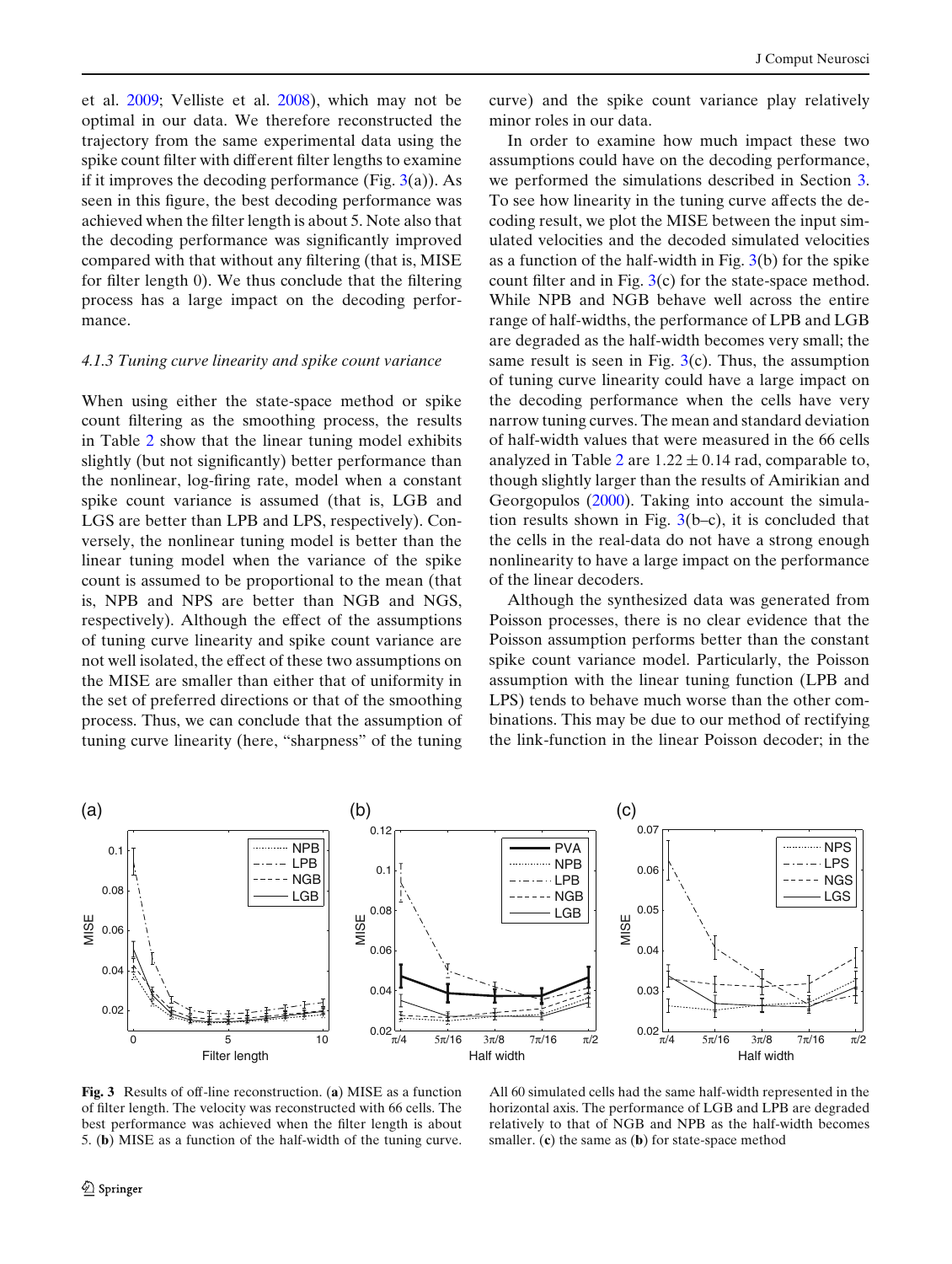et al. 2009; Velliste et al. 2008), which may not be optimal in our data. We therefore reconstructed the trajectory from the same experimental data using the spike count filter with different filter lengths to examine if it improves the decoding performance (Fig. 3(a)). As seen in this figure, the best decoding performance was achieved when the filter length is about 5. Note also that the decoding performance was significantly improved compared with that without any filtering (that is, MISE for filter length 0). We thus conclude that the filtering process has a large impact on the decoding performance.

### *4.1.3 Tuning curve linearity and spike count variance*

When using either the state-space method or spike count filtering as the smoothing process, the results in Table 2 show that the linear tuning model exhibits slightly (but not significantly) better performance than the nonlinear, log-firing rate, model when a constant spike count variance is assumed (that is, LGB and LGS are better than LPB and LPS, respectively). Conversely, the nonlinear tuning model is better than the linear tuning model when the variance of the spike count is assumed to be proportional to the mean (that is, NPB and NPS are better than NGB and NGS, respectively). Although the effect of the assumptions of tuning curve linearity and spike count variance are not well isolated, the effect of these two assumptions on the MISE are smaller than either that of uniformity in the set of preferred directions or that of the smoothing process. Thus, we can conclude that the assumption of tuning curve linearity (here, "sharpness" of the tuning curve) and the spike count variance play relatively minor roles in our data.

In order to examine how much impact these two assumptions could have on the decoding performance, we performed the simulations described in Section 3. To see how linearity in the tuning curve affects the decoding result, we plot the MISE between the input simulated velocities and the decoded simulated velocities as a function of the half-width in Fig. 3(b) for the spike count filter and in Fig. 3(c) for the state-space method. While NPB and NGB behave well across the entire range of half-widths, the performance of LPB and LGB are degraded as the half-width becomes very small; the same result is seen in Fig. 3(c). Thus, the assumption of tuning curve linearity could have a large impact on the decoding performance when the cells have very narrow tuning curves. The mean and standard deviation of half-width values that were measured in the 66 cells analyzed in Table 2 are $1.22 \pm 0.14$ rad, comparable to, though slightly larger than the results of Amirikian and Georgopulos (2000). Taking into account the simulation results shown in Fig. 3(b–c), it is concluded that the cells in the real-data do not have a strong enough nonlinearity to have a large impact on the performance of the linear decoders.

Although the synthesized data was generated from Poisson processes, there is no clear evidence that the Poisson assumption performs better than the constant spike count variance model. Particularly, the Poisson assumption with the linear tuning function (LPB and LPS) tends to behave much worse than the other combinations. This may be due to our method of rectifying the link-function in the linear Poisson decoder; in the

**Fig. 3** Results of off-line reconstruction. (**a**) MISE as a function of filter length. The velocity was reconstructed with 66 cells. The best performance was achieved when the filter length is about 5. (**b**) MISE as a function of the half-width of the tuning curve. All 60 simulated cells had the same half-width represented in the horizontal axis. The performance of LGB and LPB are degraded relatively to that of NGB and NPB as the half-width becomes smaller. (**c**) the same as (**b**) for state-space method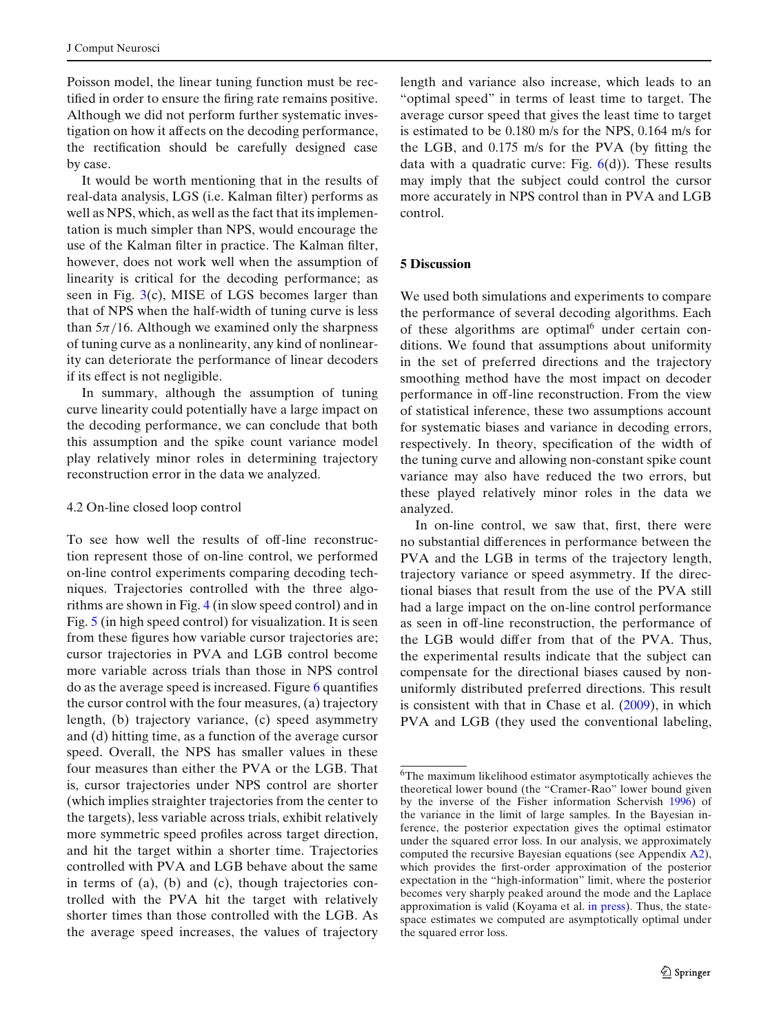Poisson model, the linear tuning function must be rectified in order to ensure the firing rate remains positive. Although we did not perform further systematic investigation on how it affects on the decoding performance, the rectification should be carefully designed case by case.

It would be worth mentioning that in the results of real-data analysis, LGS (i.e. Kalman filter) performs as well as NPS, which, as well as the fact that its implementation is much simpler than NPS, would encourage the use of the Kalman filter in practice. The Kalman filter, however, does not work well when the assumption of linearity is critical for the decoding performance; as seen in Fig. 3(c), MISE of LGS becomes larger than that of NPS when the half-width of tuning curve is less than $5\pi/16$. Although we examined only the sharpness of tuning curve as a nonlinearity, any kind of nonlinearity can deteriorate the performance of linear decoders if its effect is not negligible.

In summary, although the assumption of tuning curve linearity could potentially have a large impact on the decoding performance, we can conclude that both this assumption and the spike count variance model play relatively minor roles in determining trajectory reconstruction error in the data we analyzed.

### 4.2 On-line closed loop control

To see how well the results of off-line reconstruction represent those of on-line control, we performed on-line control experiments comparing decoding techniques. Trajectories controlled with the three algorithms are shown in Fig. 4 (in slow speed control) and in Fig. 5 (in high speed control) for visualization. It is seen from these figures how variable cursor trajectories are; cursor trajectories in PVA and LGB control become more variable across trials than those in NPS control do as the average speed is increased. Figure 6 quantifies the cursor control with the four measures, (a) trajectory length, (b) trajectory variance, (c) speed asymmetry and (d) hitting time, as a function of the average cursor speed. Overall, the NPS has smaller values in these four measures than either the PVA or the LGB. That is, cursor trajectories under NPS control are shorter (which implies straighter trajectories from the center to the targets), less variable across trials, exhibit relatively more symmetric speed profiles across target direction, and hit the target within a shorter time. Trajectories controlled with PVA and LGB behave about the same in terms of (a), (b) and (c), though trajectories controlled with the PVA hit the target with relatively shorter times than those controlled with the LGB. As the average speed increases, the values of trajectory length and variance also increase, which leads to an "optimal speed" in terms of least time to target. The average cursor speed that gives the least time to target is estimated to be 0.180 m/s for the NPS, 0.164 m/s for the LGB, and 0.175 m/s for the PVA (by fitting the data with a quadratic curve: Fig. 6(d)). These results may imply that the subject could control the cursor more accurately in NPS control than in PVA and LGB control.

## 5 Discussion

We used both simulations and experiments to compare the performance of several decoding algorithms. Each of these algorithms are optimal[6] under certain conditions. We found that assumptions about uniformity in the set of preferred directions and the trajectory smoothing method have the most impact on decoder performance in off-line reconstruction. From the view of statistical inference, these two assumptions account for systematic biases and variance in decoding errors, respectively. In theory, specification of the width of the tuning curve and allowing non-constant spike count variance may also have reduced the two errors, but these played relatively minor roles in the data we analyzed.

In on-line control, we saw that, first, there were no substantial differences in performance between the PVA and the LGB in terms of the trajectory length, trajectory variance or speed asymmetry. If the directional biases that result from the use of the PVA still had a large impact on the on-line control performance as seen in off-line reconstruction, the performance of the LGB would differ from that of the PVA. Thus, the experimental results indicate that the subject can compensate for the directional biases caused by non-uniformly distributed preferred directions. This result is consistent with that in Chase et al. (2009), in which PVA and LGB (they used the conventional labeling,

[6] The maximum likelihood estimator asymptotically achieves the theoretical lower bound (the "Cramer-Rao" lower bound given by the inverse of the Fisher information Schervish 1996) of the variance in the limit of large samples. In the Bayesian inference, the posterior expectation gives the optimal estimator under the squared error loss. In our analysis, we approximately computed the recursive Bayesian equations (see Appendix A2), which provides the first-order approximation of the posterior expectation in the "high-information" limit, where the posterior becomes very sharply peaked around the mode and the Laplace approximation is valid (Koyama et al. in press). Thus, the state-space estimates we computed are asymptotically optimal under the squared error loss.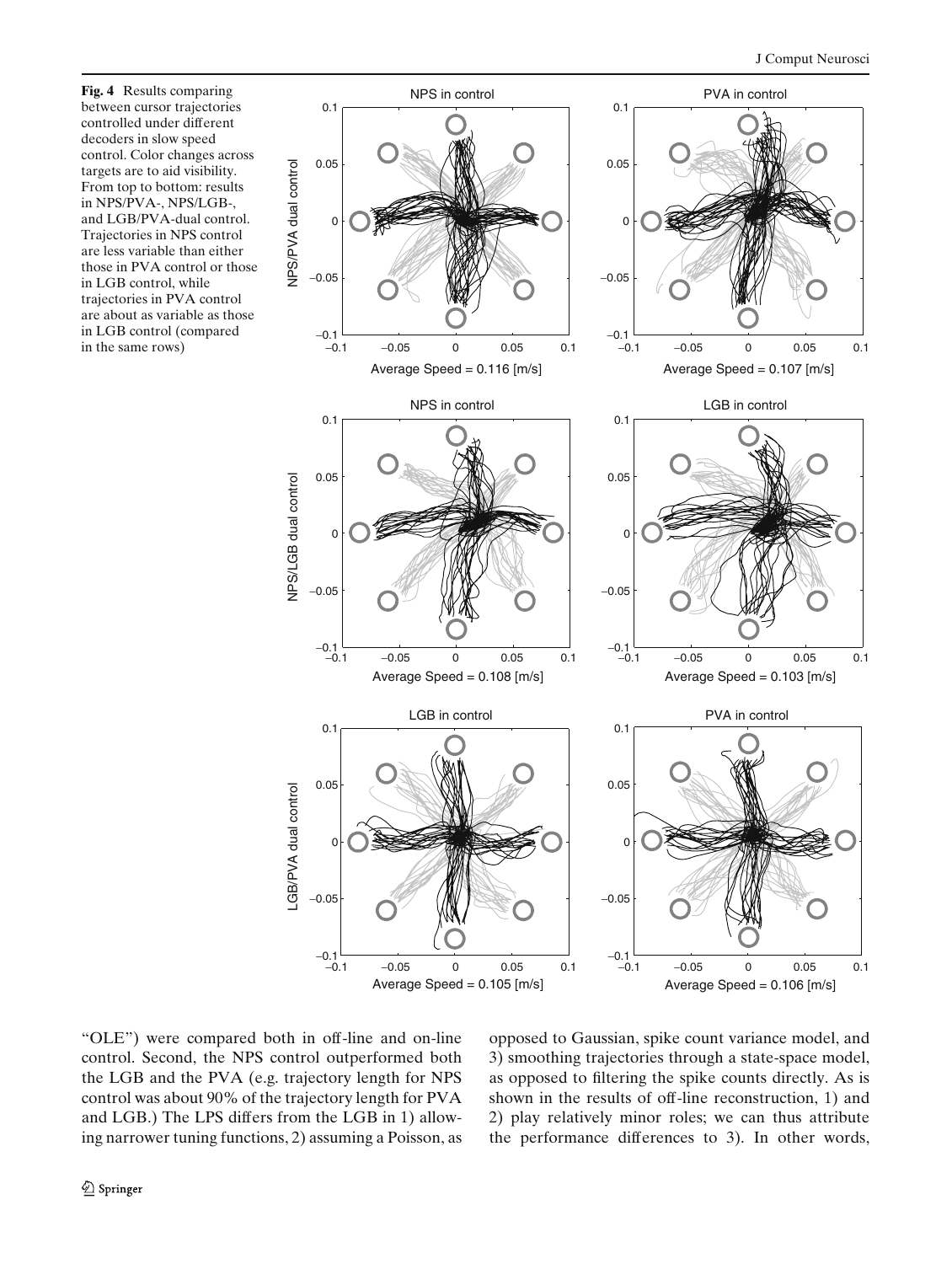**Fig. 4** Results comparing between cursor trajectories controlled under different decoders in slow speed control. Color changes across targets are to aid visibility. From top to bottom: results in NPS/PVA-, NPS/LGB-, and LGB/PVA-dual control. Trajectories in NPS control are less variable than either those in PVA control or those in LGB control, while trajectories in PVA control are about as variable as those in LGB control (compared in the same rows)

"OLE") were compared both in off-line and on-line control. Second, the NPS control outperformed both the LGB and the PVA (e.g. trajectory length for NPS control was about 90% of the trajectory length for PVA and LGB.) The LPS differs from the LGB in 1) allowing narrower tuning functions, 2) assuming a Poisson, as opposed to Gaussian, spike count variance model, and 3) smoothing trajectories through a state-space model, as opposed to filtering the spike counts directly. As is shown in the results of off-line reconstruction, 1) and 2) play relatively minor roles; we can thus attribute the performance differences to 3). In other words,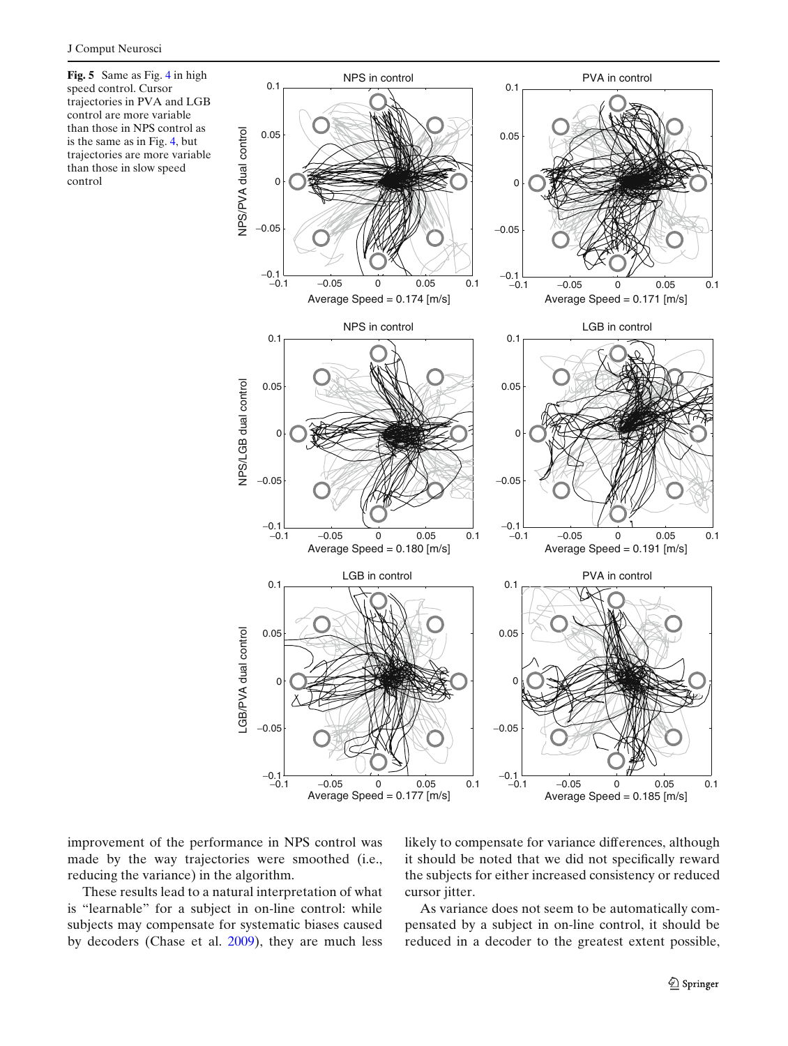**Fig. 5** Same as Fig. 4 in high speed control. Cursor trajectories in PVA and LGB control are more variable than those in NPS control as is the same as in Fig. 4, but trajectories are more variable than those in slow speed control

improvement of the performance in NPS control was made by the way trajectories were smoothed (i.e., reducing the variance) in the algorithm.

These results lead to a natural interpretation of what is "learnable" for a subject in on-line control: while subjects may compensate for systematic biases caused by decoders (Chase et al. 2009), they are much less likely to compensate for variance differences, although it should be noted that we did not specifically reward the subjects for either increased consistency or reduced cursor jitter.

As variance does not seem to be automatically compensated by a subject in on-line control, it should be reduced in a decoder to the greatest extent possible,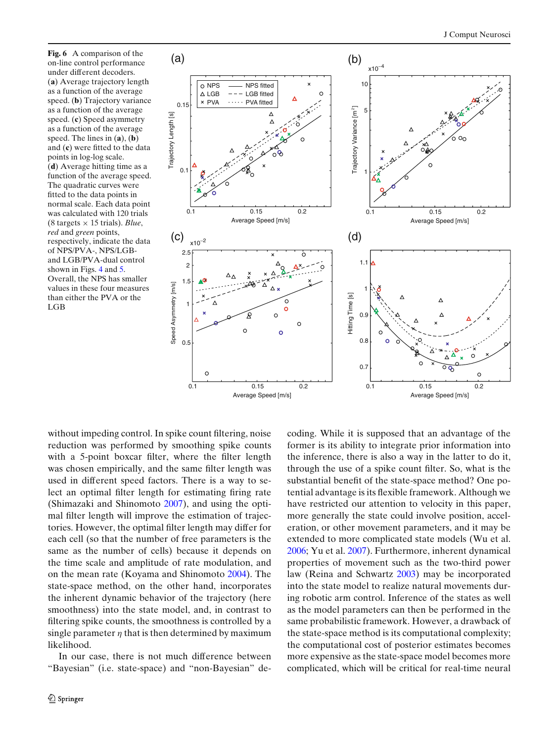**Fig. 6** A comparison of the on-line control performance under different decoders. (**a**) Average trajectory length as a function of the average speed. (**b**) Trajectory variance as a function of the average speed. (**c**) Speed asymmetry as a function of the average speed. The lines in (**a**), (**b**) and (**c**) were fitted to the data points in log-log scale. (**d**) Average hitting time as a function of the average speed. The quadratic curves were fitted to the data points in normal scale. Each data point was calculated with 120 trials (8 targets × 15 trials). *Blue*, *red* and *green* points, respectively, indicate the data of NPS/PVA-, NPS/LGB- and LGB/PVA-dual control shown in Figs. 4 and 5. Overall, the NPS has smaller values in these four measures than either the PVA or the LGB

without impeding control. In spike count filtering, noise reduction was performed by smoothing spike counts with a 5-point boxcar filter, where the filter length was chosen empirically, and the same filter length was used in different speed factors. There is a way to select an optimal filter length for estimating firing rate (Shimazaki and Shinomoto 2007), and using the optimal filter length will improve the estimation of trajectories. However, the optimal filter length may differ for each cell (so that the number of free parameters is the same as the number of cells) because it depends on the time scale and amplitude of rate modulation, and on the mean rate (Koyama and Shinomoto 2004). The state-space method, on the other hand, incorporates the inherent dynamic behavior of the trajectory (here smoothness) into the state model, and, in contrast to filtering spike counts, the smoothness is controlled by a single parameter $\eta$ that is then determined by maximum likelihood.

In our case, there is not much difference between "Bayesian" (i.e. state-space) and "non-Bayesian" decoding. While it is supposed that an advantage of the former is its ability to integrate prior information into the inference, there is also a way in the latter to do it, through the use of a spike count filter. So, what is the substantial benefit of the state-space method? One potential advantage is its flexible framework. Although we have restricted our attention to velocity in this paper, more generally the state could involve position, acceleration, or other movement parameters, and it may be extended to more complicated state models (Wu et al. 2006; Yu et al. 2007). Furthermore, inherent dynamical properties of movement such as the two-third power law (Reina and Schwartz 2003) may be incorporated into the state model to realize natural movements during robotic arm control. Inference of the states as well as the model parameters can then be performed in the same probabilistic framework. However, a drawback of the state-space method is its computational complexity; the computational cost of posterior estimates becomes more expensive as the state-space model becomes more complicated, which will be critical for real-time neural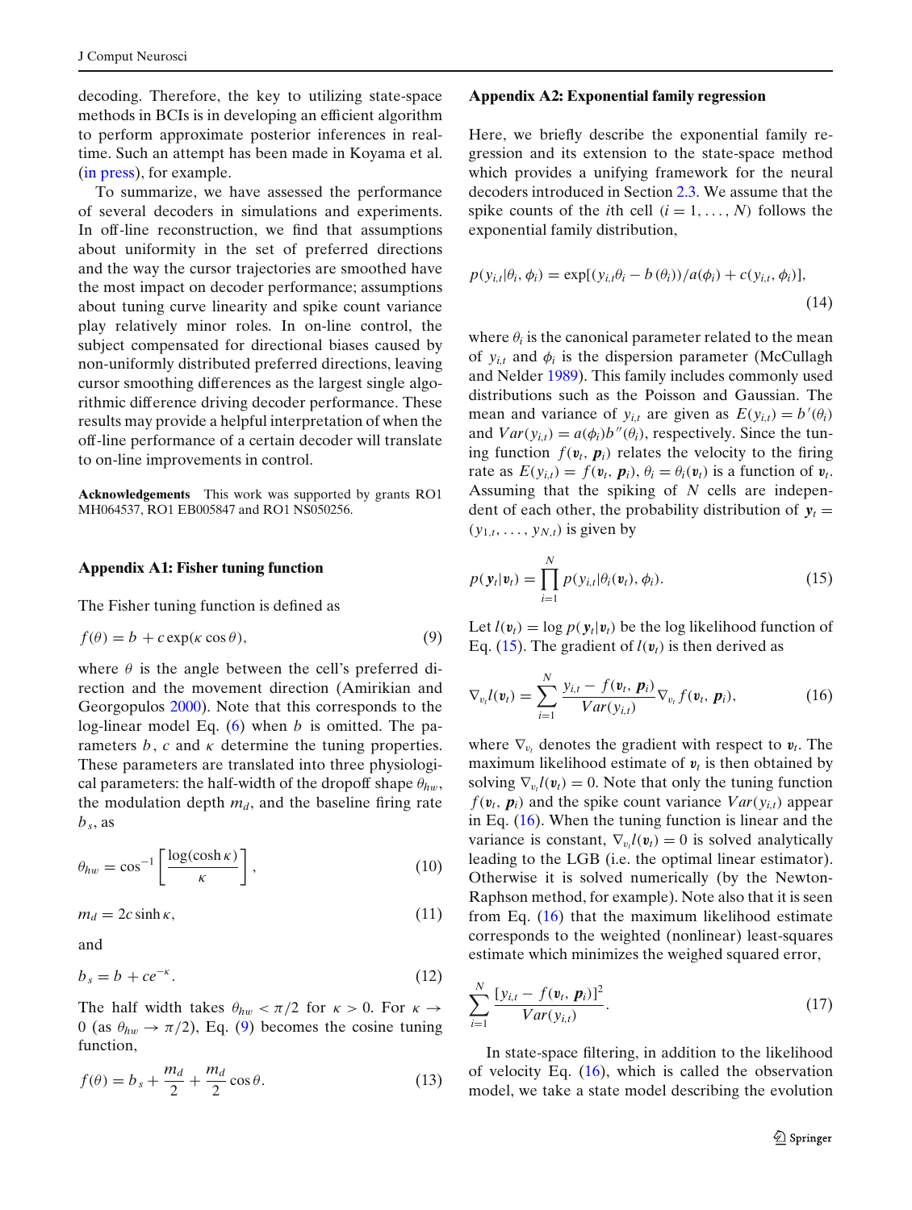decoding. Therefore, the key to utilizing state-space methods in BCIs is in developing an efficient algorithm to perform approximate posterior inferences in real-time. Such an attempt has been made in Koyama et al. (in press), for example.

To summarize, we have assessed the performance of several decoders in simulations and experiments. In off-line reconstruction, we find that assumptions about uniformity in the set of preferred directions and the way the cursor trajectories are smoothed have the most impact on decoder performance; assumptions about tuning curve linearity and spike count variance play relatively minor roles. In on-line control, the subject compensated for directional biases caused by non-uniformly distributed preferred directions, leaving cursor smoothing differences as the largest single algorithmic difference driving decoder performance. These results may provide a helpful interpretation of when the off-line performance of a certain decoder will translate to on-line improvements in control.

**Acknowledgements** This work was supported by grants RO1 MH064537, RO1 EB005847 and RO1 NS050256.

### Appendix A1: Fisher tuning function

The Fisher tuning function is defined as

$$f(\theta) = b + c\exp(\kappa\cos\theta), \tag{9}$$

where $\theta$ is the angle between the cell's preferred direction and the movement direction (Amirikian and Georgopulos 2000). Note that this corresponds to the log-linear model Eq. (6) when $b$ is omitted. The parameters $b$, $c$ and $\kappa$ determine the tuning properties. These parameters are translated into three physiological parameters: the half-width of the dropoff shape $\theta_{hw}$, the modulation depth $m_d$, and the baseline firing rate $b_s$, as

$$\theta_{hw} = \cos^{-1}\left[\frac{\log(\cosh\kappa)}{\kappa}\right], \tag{10}$$

$$m_d = 2c\sinh\kappa, \tag{11}$$

and

$$b_s = b + ce^{-\kappa}. \tag{12}$$

The half width takes $\theta_{hw} < \pi/2$ for $\kappa > 0$. For $\kappa \to 0$ (as $\theta_{hw} \to \pi/2$), Eq. (9) becomes the cosine tuning function,

$$f(\theta) = b_s + \frac{m_d}{2} + \frac{m_d}{2}\cos\theta. \tag{13}$$

### Appendix A2: Exponential family regression

Here, we briefly describe the exponential family regression and its extension to the state-space method which provides a unifying framework for the neural decoders introduced in Section 2.3. We assume that the spike counts of the $i$th cell ($i = 1, \ldots, N$) follows the exponential family distribution,

$$p(y_{i,t}|\theta_i, \phi_i) = \exp[(y_{i,t}\theta_i - b(\theta_i))/a(\phi_i) + c(y_{i,t}, \phi_i)], \tag{14}$$

where $\theta_i$ is the canonical parameter related to the mean of $y_{i,t}$ and $\phi_i$ is the dispersion parameter (McCullagh and Nelder 1989). This family includes commonly used distributions such as the Poisson and Gaussian. The mean and variance of $y_{i,t}$ are given as $E(y_{i,t}) = b'(\theta_i)$ and $Var(y_{i,t}) = a(\phi_i)b''(\theta_i)$, respectively. Since the tuning function $f(\boldsymbol{v}_t, \boldsymbol{p}_i)$ relates the velocity to the firing rate as $E(y_{i,t}) = f(\boldsymbol{v}_t, \boldsymbol{p}_i)$, $\theta_i = \theta_i(\boldsymbol{v}_t)$ is a function of $\boldsymbol{v}_t$. Assuming that the spiking of $N$ cells are independent of each other, the probability distribution of $\boldsymbol{y}_t = (y_{1,t}, \ldots, y_{N,t})$ is given by

$$p(\boldsymbol{y}_t|\boldsymbol{v}_t) = \prod_{i=1}^{N} p(y_{i,t}|\theta_i(\boldsymbol{v}_t), \phi_i). \tag{15}$$

Let $l(\boldsymbol{v}_t) = \log p(\boldsymbol{y}_t|\boldsymbol{v}_t)$ be the log likelihood function of Eq. (15). The gradient of $l(\boldsymbol{v}_t)$ is then derived as

$$\nabla_{v_t} l(\boldsymbol{v}_t) = \sum_{i=1}^{N} \frac{y_{i,t} - f(\boldsymbol{v}_t, \boldsymbol{p}_i)}{Var(y_{i,t})} \nabla_{v_t} f(\boldsymbol{v}_t, \boldsymbol{p}_i), \tag{16}$$

where $\nabla_{v_t}$ denotes the gradient with respect to $\boldsymbol{v}_t$. The maximum likelihood estimate of $\boldsymbol{v}_t$ is then obtained by solving $\nabla_{v_t} l(\boldsymbol{v}_t) = 0$. Note that only the tuning function $f(\boldsymbol{v}_t, \boldsymbol{p}_i)$ and the spike count variance $Var(y_{i,t})$ appear in Eq. (16). When the tuning function is linear and the variance is constant, $\nabla_{v_t} l(\boldsymbol{v}_t) = 0$ is solved analytically leading to the LGB (i.e. the optimal linear estimator). Otherwise it is solved numerically (by the Newton-Raphson method, for example). Note also that it is seen from Eq. (16) that the maximum likelihood estimate corresponds to the weighted (nonlinear) least-squares estimate which minimizes the weighed squared error,

$$\sum_{i=1}^{N} \frac{[y_{i,t} - f(\boldsymbol{v}_t, \boldsymbol{p}_i)]^2}{Var(y_{i,t})}. \tag{17}$$

In state-space filtering, in addition to the likelihood of velocity Eq. (16), which is called the observation model, we take a state model describing the evolution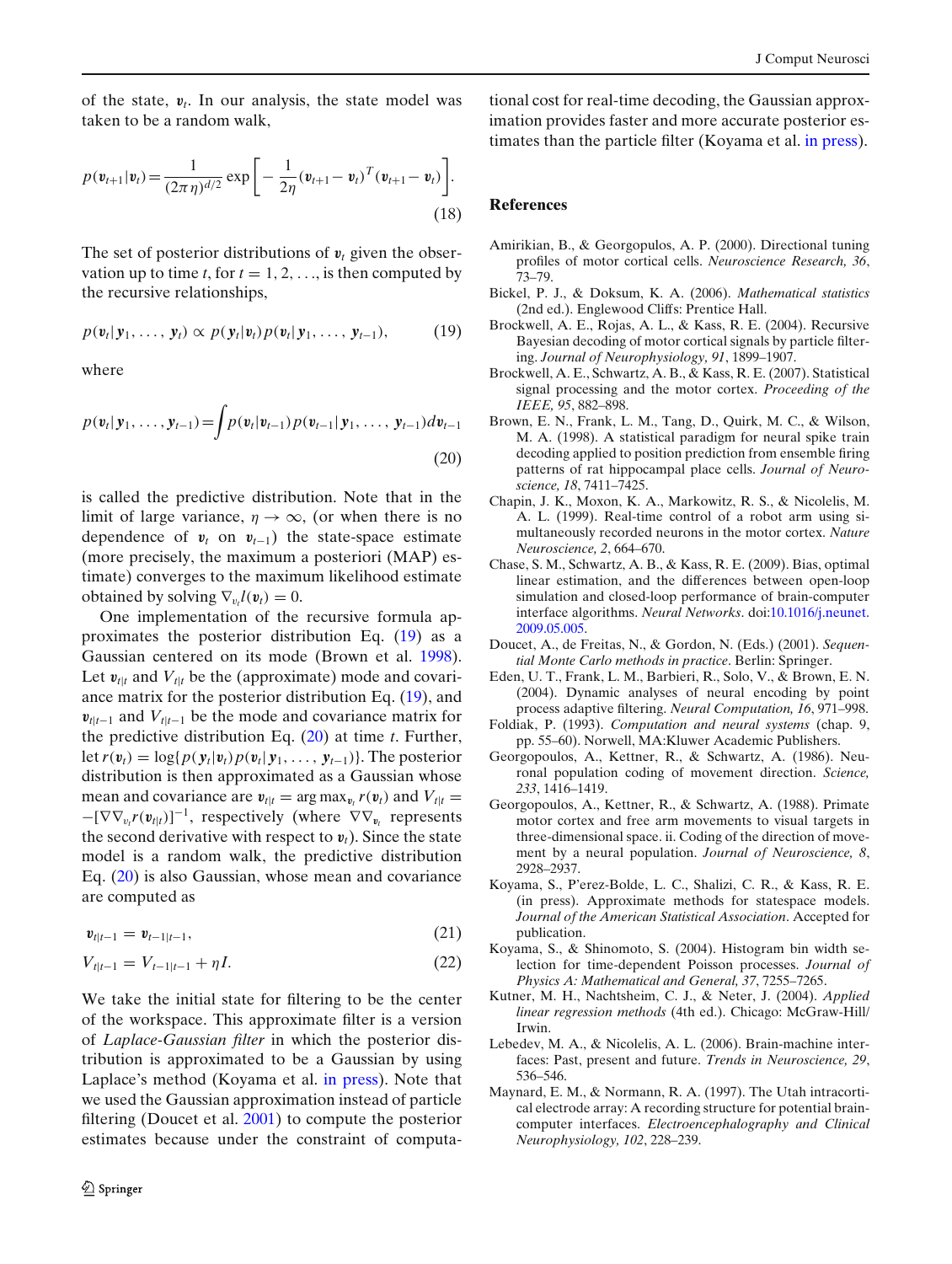of the state, $\boldsymbol{v}_t$. In our analysis, the state model was taken to be a random walk,

$$p(\boldsymbol{v}_{t+1}|\boldsymbol{v}_t) = \frac{1}{(2\pi\eta)^{d/2}} \exp\left[-\frac{1}{2\eta}(\boldsymbol{v}_{t+1} - \boldsymbol{v}_t)^T(\boldsymbol{v}_{t+1} - \boldsymbol{v}_t)\right]. \tag{18}$$

The set of posterior distributions of $\boldsymbol{v}_t$ given the observation up to time $t$, for $t = 1, 2, \ldots$, is then computed by the recursive relationships,

$$p(\boldsymbol{v}_t|\boldsymbol{y}_1, \ldots, \boldsymbol{y}_t) \propto p(\boldsymbol{y}_t|\boldsymbol{v}_t)p(\boldsymbol{v}_t|\boldsymbol{y}_1, \ldots, \boldsymbol{y}_{t-1}), \tag{19}$$

where

$$p(\boldsymbol{v}_t|\boldsymbol{y}_1, \ldots, \boldsymbol{y}_{t-1}) = \int p(\boldsymbol{v}_t|\boldsymbol{v}_{t-1})p(\boldsymbol{v}_{t-1}|\boldsymbol{y}_1, \ldots, \boldsymbol{y}_{t-1})d\boldsymbol{v}_{t-1} \tag{20}$$

is called the predictive distribution. Note that in the limit of large variance, $\eta \to \infty$, (or when there is no dependence of $\boldsymbol{v}_t$ on $\boldsymbol{v}_{t-1}$) the state-space estimate (more precisely, the maximum a posteriori (MAP) estimate) converges to the maximum likelihood estimate obtained by solving $\nabla_{\boldsymbol{v}_t} l(\boldsymbol{v}_t) = 0$.

One implementation of the recursive formula approximates the posterior distribution Eq. (19) as a Gaussian centered on its mode (Brown et al. 1998). Let $\boldsymbol{v}_{t|t}$ and $V_{t|t}$ be the (approximate) mode and covariance matrix for the posterior distribution Eq. (19), and $\boldsymbol{v}_{t|t-1}$ and $V_{t|t-1}$ be the mode and covariance matrix for the predictive distribution Eq. (20) at time $t$. Further, let $r(\boldsymbol{v}_t) = \log\{p(\boldsymbol{y}_t|\boldsymbol{v}_t)p(\boldsymbol{v}_t|\boldsymbol{y}_1, \ldots, \boldsymbol{y}_{t-1})\}$. The posterior distribution is then approximated as a Gaussian whose mean and covariance are $\boldsymbol{v}_{t|t} = \arg\max_{\boldsymbol{v}_t} r(\boldsymbol{v}_t)$ and $V_{t|t} = -[\nabla\nabla_{\boldsymbol{v}_t} r(\boldsymbol{v}_{t|t})]^{-1}$, respectively (where $\nabla\nabla_{\boldsymbol{v}_t}$ represents the second derivative with respect to $\boldsymbol{v}_t$). Since the state model is a random walk, the predictive distribution Eq. (20) is also Gaussian, whose mean and covariance are computed as

$$\boldsymbol{v}_{t|t-1} = \boldsymbol{v}_{t-1|t-1}, \tag{21}$$

$$V_{t|t-1} = V_{t-1|t-1} + \eta I. \tag{22}$$

We take the initial state for filtering to be the center of the workspace. This approximate filter is a version of *Laplace-Gaussian filter* in which the posterior distribution is approximated to be a Gaussian by using Laplace's method (Koyama et al. in press). Note that we used the Gaussian approximation instead of particle filtering (Doucet et al. 2001) to compute the posterior estimates because under the constraint of computational cost for real-time decoding, the Gaussian approximation provides faster and more accurate posterior estimates than the particle filter (Koyama et al. in press).

## References

Amirikian, B., & Georgopulos, A. P. (2000). Directional tuning profiles of motor cortical cells. *Neuroscience Research, 36*, 73–79.

Bickel, P. J., & Doksum, K. A. (2006). *Mathematical statistics* (2nd ed.). Englewood Cliffs: Prentice Hall.

Brockwell, A. E., Rojas, A. L., & Kass, R. E. (2004). Recursive Bayesian decoding of motor cortical signals by particle filtering. *Journal of Neurophysiology, 91*, 1899–1907.

Brockwell, A. E., Schwartz, A. B., & Kass, R. E. (2007). Statistical signal processing and the motor cortex. *Proceeding of the IEEE, 95*, 882–898.

Brown, E. N., Frank, L. M., Tang, D., Quirk, M. C., & Wilson, M. A. (1998). A statistical paradigm for neural spike train decoding applied to position prediction from ensemble firing patterns of rat hippocampal place cells. *Journal of Neuroscience, 18*, 7411–7425.

Chapin, J. K., Moxon, K. A., Markowitz, R. S., & Nicolelis, M. A. L. (1999). Real-time control of a robot arm using simultaneously recorded neurons in the motor cortex. *Nature Neuroscience, 2*, 664–670.

Chase, S. M., Schwartz, A. B., & Kass, R. E. (2009). Bias, optimal linear estimation, and the differences between open-loop simulation and closed-loop performance of brain-computer interface algorithms. *Neural Networks*. doi:10.1016/j.neunet.2009.05.005.

Doucet, A., de Freitas, N., & Gordon, N. (Eds.) (2001). *Sequential Monte Carlo methods in practice*. Berlin: Springer.

Eden, U. T., Frank, L. M., Barbieri, R., Solo, V., & Brown, E. N. (2004). Dynamic analyses of neural encoding by point process adaptive filtering. *Neural Computation, 16*, 971–998.

Foldiak, P. (1993). *Computation and neural systems* (chap. 9, pp. 55–60). Norwell, MA:Kluwer Academic Publishers.

Georgopoulos, A., Kettner, R., & Schwartz, A. (1986). Neuronal population coding of movement direction. *Science, 233*, 1416–1419.

Georgopoulos, A., Kettner, R., & Schwartz, A. (1988). Primate motor cortex and free arm movements to visual targets in three-dimensional space. ii. Coding of the direction of movement by a neural population. *Journal of Neuroscience, 8*, 2928–2937.

Koyama, S., P'erez-Bolde, L. C., Shalizi, C. R., & Kass, R. E. (in press). Approximate methods for statespace models. *Journal of the American Statistical Association*. Accepted for publication.

Koyama, S., & Shinomoto, S. (2004). Histogram bin width selection for time-dependent Poisson processes. *Journal of Physics A: Mathematical and General, 37*, 7255–7265.

Kutner, M. H., Nachtsheim, C. J., & Neter, J. (2004). *Applied linear regression methods* (4th ed.). Chicago: McGraw-Hill/Irwin.

Lebedev, M. A., & Nicolelis, A. L. (2006). Brain-machine interfaces: Past, present and future. *Trends in Neuroscience, 29*, 536–546.

Maynard, E. M., & Normann, R. A. (1997). The Utah intracortical electrode array: A recording structure for potential brain-computer interfaces. *Electroencephalography and Clinical Neurophysiology, 102*, 228–239.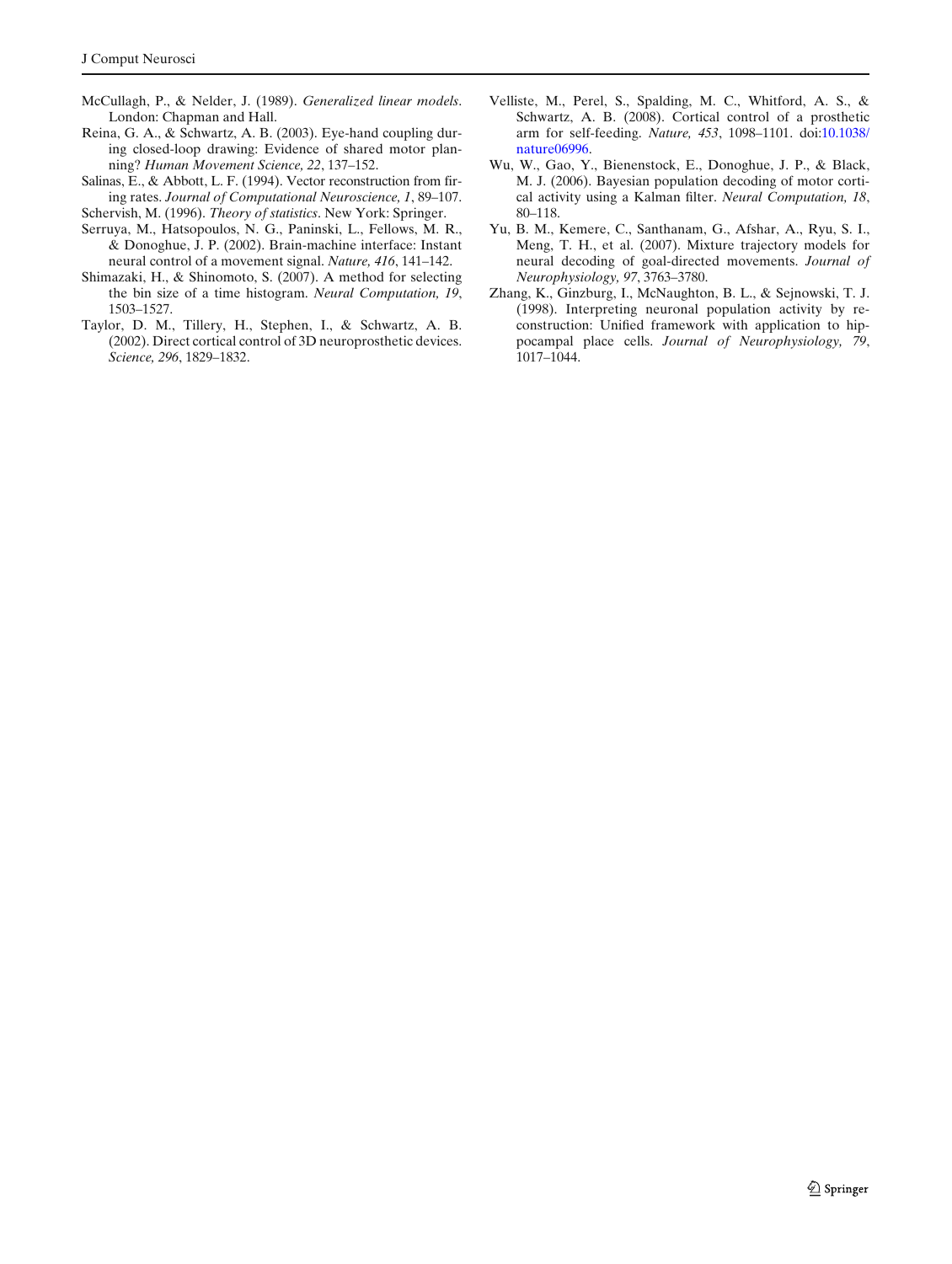McCullagh, P., & Nelder, J. (1989). *Generalized linear models*. London: Chapman and Hall.

Reina, G. A., & Schwartz, A. B. (2003). Eye-hand coupling during closed-loop drawing: Evidence of shared motor planning? *Human Movement Science, 22*, 137–152.

Salinas, E., & Abbott, L. F. (1994). Vector reconstruction from firing rates. *Journal of Computational Neuroscience, 1*, 89–107.

Schervish, M. (1996). *Theory of statistics*. New York: Springer.

Serruya, M., Hatsopoulos, N. G., Paninski, L., Fellows, M. R., & Donoghue, J. P. (2002). Brain-machine interface: Instant neural control of a movement signal. *Nature, 416*, 141–142.

Shimazaki, H., & Shinomoto, S. (2007). A method for selecting the bin size of a time histogram. *Neural Computation, 19*, 1503–1527.

Taylor, D. M., Tillery, H., Stephen, I., & Schwartz, A. B. (2002). Direct cortical control of 3D neuroprosthetic devices. *Science, 296*, 1829–1832.

Velliste, M., Perel, S., Spalding, M. C., Whitford, A. S., & Schwartz, A. B. (2008). Cortical control of a prosthetic arm for self-feeding. *Nature, 453*, 1098–1101. doi:10.1038/nature06996.

Wu, W., Gao, Y., Bienenstock, E., Donoghue, J. P., & Black, M. J. (2006). Bayesian population decoding of motor cortical activity using a Kalman filter. *Neural Computation, 18*, 80–118.

Yu, B. M., Kemere, C., Santhanam, G., Afshar, A., Ryu, S. I., Meng, T. H., et al. (2007). Mixture trajectory models for neural decoding of goal-directed movements. *Journal of Neurophysiology, 97*, 3763–3780.

Zhang, K., Ginzburg, I., McNaughton, B. L., & Sejnowski, T. J. (1998). Interpreting neuronal population activity by reconstruction: Unified framework with application to hippocampal place cells. *Journal of Neurophysiology, 79*, 1017–1044.